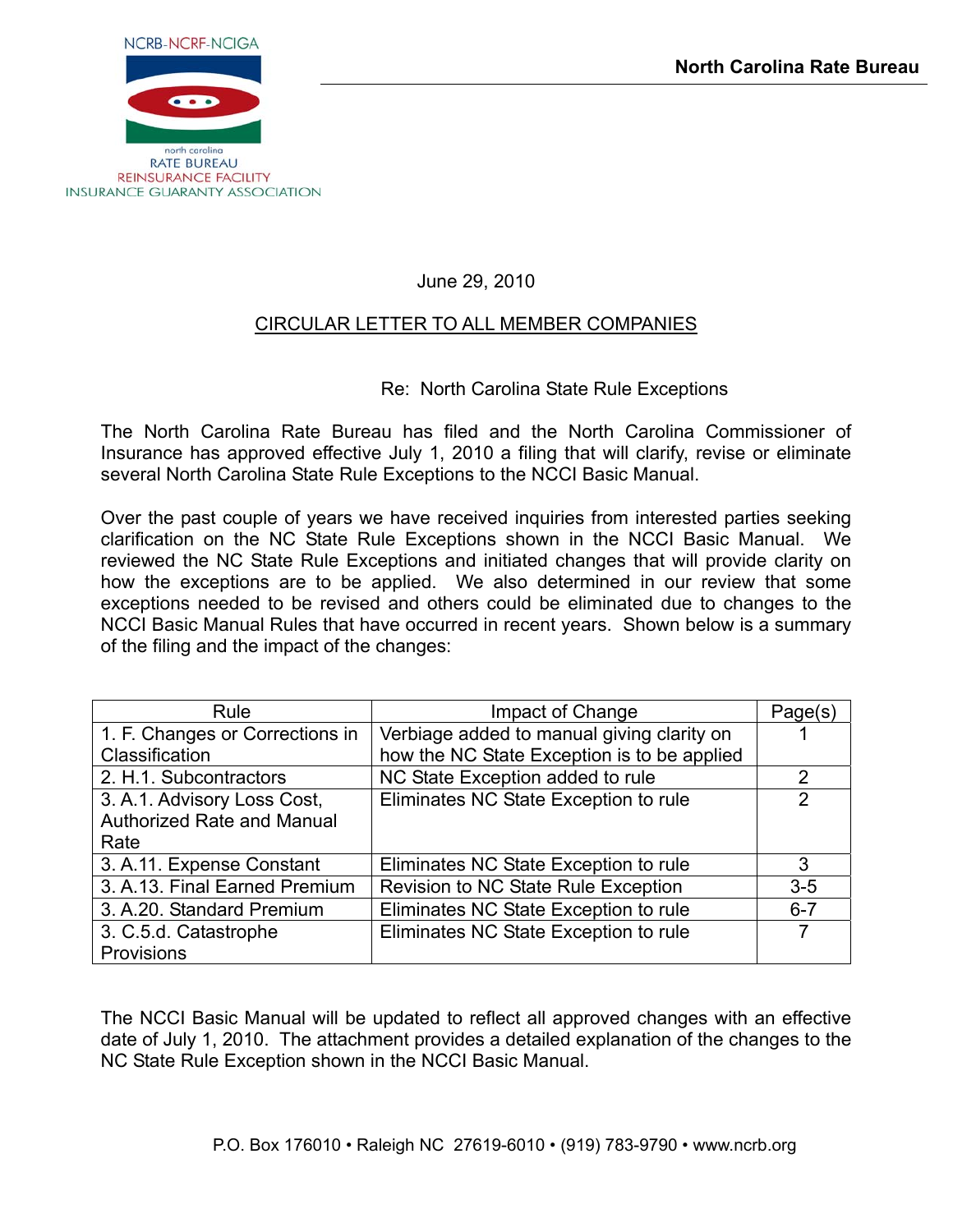NCRB-NCRF-NCIGA

north carolina
RATE BUREAU
REINSURANCE FACILITY
INSURANCE GUARANTY ASSOCIATION

**North Carolina Rate Bureau**

June 29, 2010

CIRCULAR LETTER TO ALL MEMBER COMPANIES

Re: North Carolina State Rule Exceptions

The North Carolina Rate Bureau has filed and the North Carolina Commissioner of Insurance has approved effective July 1, 2010 a filing that will clarify, revise or eliminate several North Carolina State Rule Exceptions to the NCCI Basic Manual.

Over the past couple of years we have received inquiries from interested parties seeking clarification on the NC State Rule Exceptions shown in the NCCI Basic Manual. We reviewed the NC State Rule Exceptions and initiated changes that will provide clarity on how the exceptions are to be applied. We also determined in our review that some exceptions needed to be revised and others could be eliminated due to changes to the NCCI Basic Manual Rules that have occurred in recent years. Shown below is a summary of the filing and the impact of the changes:

| Rule | Impact of Change | Page(s) |
|---|---|---|
| 1. F. Changes or Corrections in Classification | Verbiage added to manual giving clarity on how the NC State Exception is to be applied | 1 |
| 2. H.1. Subcontractors | NC State Exception added to rule | 2 |
| 3. A.1. Advisory Loss Cost, Authorized Rate and Manual Rate | Eliminates NC State Exception to rule | 2 |
| 3. A.11. Expense Constant | Eliminates NC State Exception to rule | 3 |
| 3. A.13. Final Earned Premium | Revision to NC State Rule Exception | 3-5 |
| 3. A.20. Standard Premium | Eliminates NC State Exception to rule | 6-7 |
| 3. C.5.d. Catastrophe Provisions | Eliminates NC State Exception to rule | 7 |

The NCCI Basic Manual will be updated to reflect all approved changes with an effective date of July 1, 2010. The attachment provides a detailed explanation of the changes to the NC State Rule Exception shown in the NCCI Basic Manual.

P.O. Box 176010 • Raleigh NC 27619-6010 • (919) 783-9790 • www.ncrb.org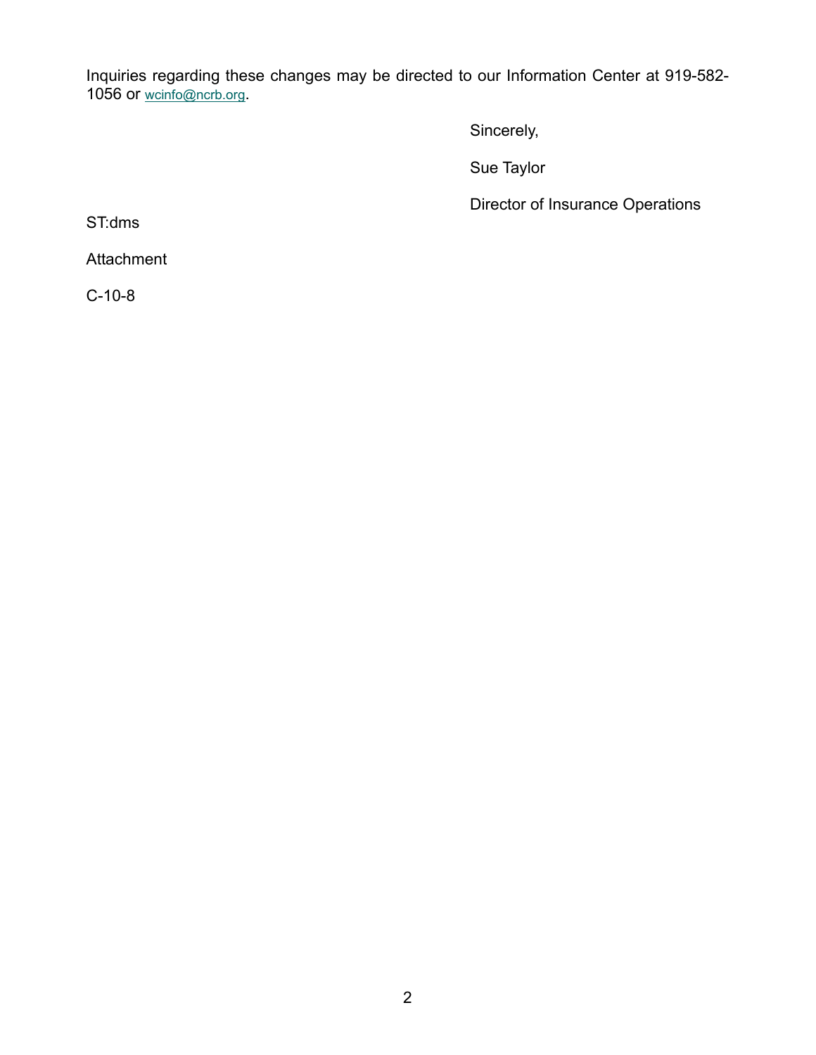Inquiries regarding these changes may be directed to our Information Center at 919-582-1056 or wcinfo@ncrb.org.

Sincerely,

Sue Taylor

Director of Insurance Operations

ST:dms

Attachment

C-10-8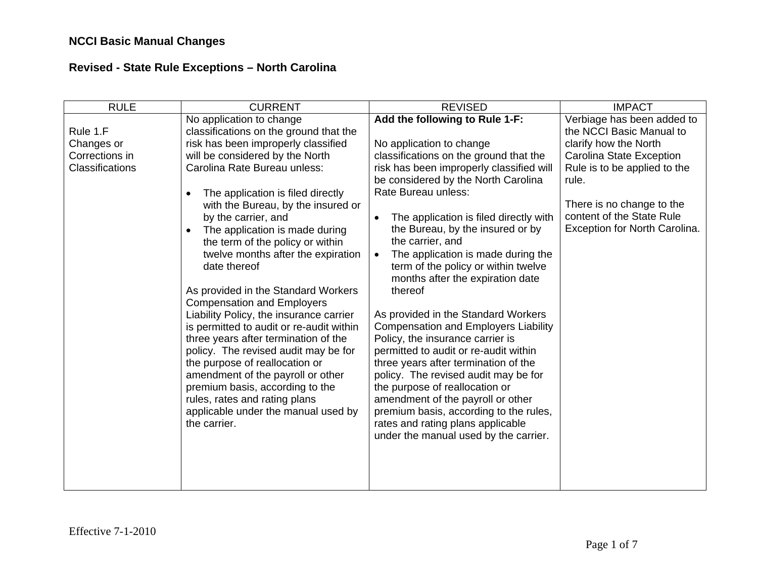## NCCI Basic Manual Changes

## Revised - State Rule Exceptions – North Carolina

| RULE | CURRENT | REVISED | IMPACT |
|---|---|---|---|
| Rule 1.F Changes or Corrections in Classifications | No application to change classifications on the ground that the risk has been improperly classified will be considered by the North Carolina Rate Bureau unless:<br><br>• The application is filed directly with the Bureau, by the insured or by the carrier, and<br>• The application is made during the term of the policy or within twelve months after the expiration date thereof<br><br>As provided in the Standard Workers Compensation and Employers Liability Policy, the insurance carrier is permitted to audit or re-audit within three years after termination of the policy. The revised audit may be for the purpose of reallocation or amendment of the payroll or other premium basis, according to the rules, rates and rating plans applicable under the manual used by the carrier. | **Add the following to Rule 1-F:**<br><br>No application to change classifications on the ground that the risk has been improperly classified will be considered by the North Carolina Rate Bureau unless:<br><br>• The application is filed directly with the Bureau, by the insured or by the carrier, and<br>• The application is made during the term of the policy or within twelve months after the expiration date thereof<br><br>As provided in the Standard Workers Compensation and Employers Liability Policy, the insurance carrier is permitted to audit or re-audit within three years after termination of the policy. The revised audit may be for the purpose of reallocation or amendment of the payroll or other premium basis, according to the rules, rates and rating plans applicable under the manual used by the carrier. | Verbiage has been added to the NCCI Basic Manual to clarify how the North Carolina State Exception Rule is to be applied to the rule.<br><br>There is no change to the content of the State Rule Exception for North Carolina. |

Effective 7-1-2010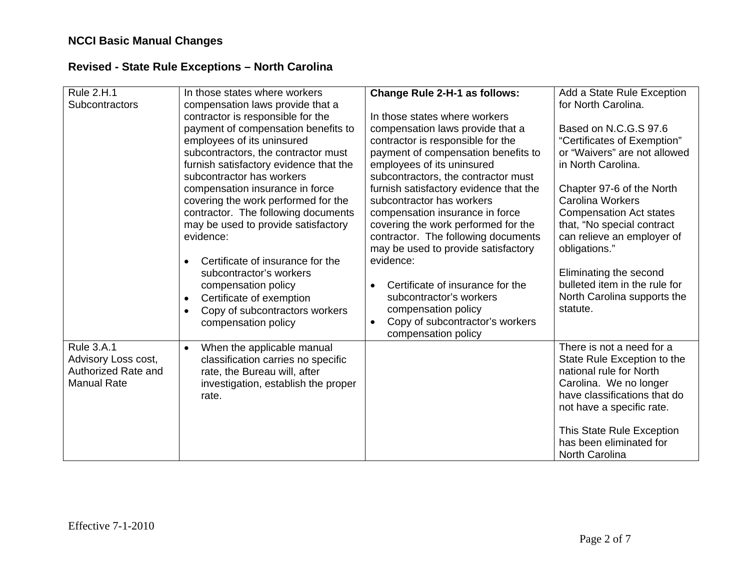**NCCI Basic Manual Changes**

**Revised - State Rule Exceptions – North Carolina**

| | | | |
|---|---|---|---|
| Rule 2.H.1 Subcontractors | In those states where workers compensation laws provide that a contractor is responsible for the payment of compensation benefits to employees of its uninsured subcontractors, the contractor must furnish satisfactory evidence that the subcontractor has workers compensation insurance in force covering the work performed for the contractor. The following documents may be used to provide satisfactory evidence:<br><br>• Certificate of insurance for the subcontractor's workers compensation policy<br>• Certificate of exemption<br>• Copy of subcontractors workers compensation policy | **Change Rule 2-H-1 as follows:**<br><br>In those states where workers compensation laws provide that a contractor is responsible for the payment of compensation benefits to employees of its uninsured subcontractors, the contractor must furnish satisfactory evidence that the subcontractor has workers compensation insurance in force covering the work performed for the contractor. The following documents may be used to provide satisfactory evidence:<br><br>• Certificate of insurance for the subcontractor's workers compensation policy<br>• Copy of subcontractor's workers compensation policy | Add a State Rule Exception for North Carolina.<br><br>Based on N.C.G.S 97.6 "Certificates of Exemption" or "Waivers" are not allowed in North Carolina.<br><br>Chapter 97-6 of the North Carolina Workers Compensation Act states that, "No special contract can relieve an employer of obligations."<br><br>Eliminating the second bulleted item in the rule for North Carolina supports the statute. |
| Rule 3.A.1 Advisory Loss cost, Authorized Rate and Manual Rate | • When the applicable manual classification carries no specific rate, the Bureau will, after investigation, establish the proper rate. | | There is not a need for a State Rule Exception to the national rule for North Carolina. We no longer have classifications that do not have a specific rate.<br><br>This State Rule Exception has been eliminated for North Carolina |

Effective 7-1-2010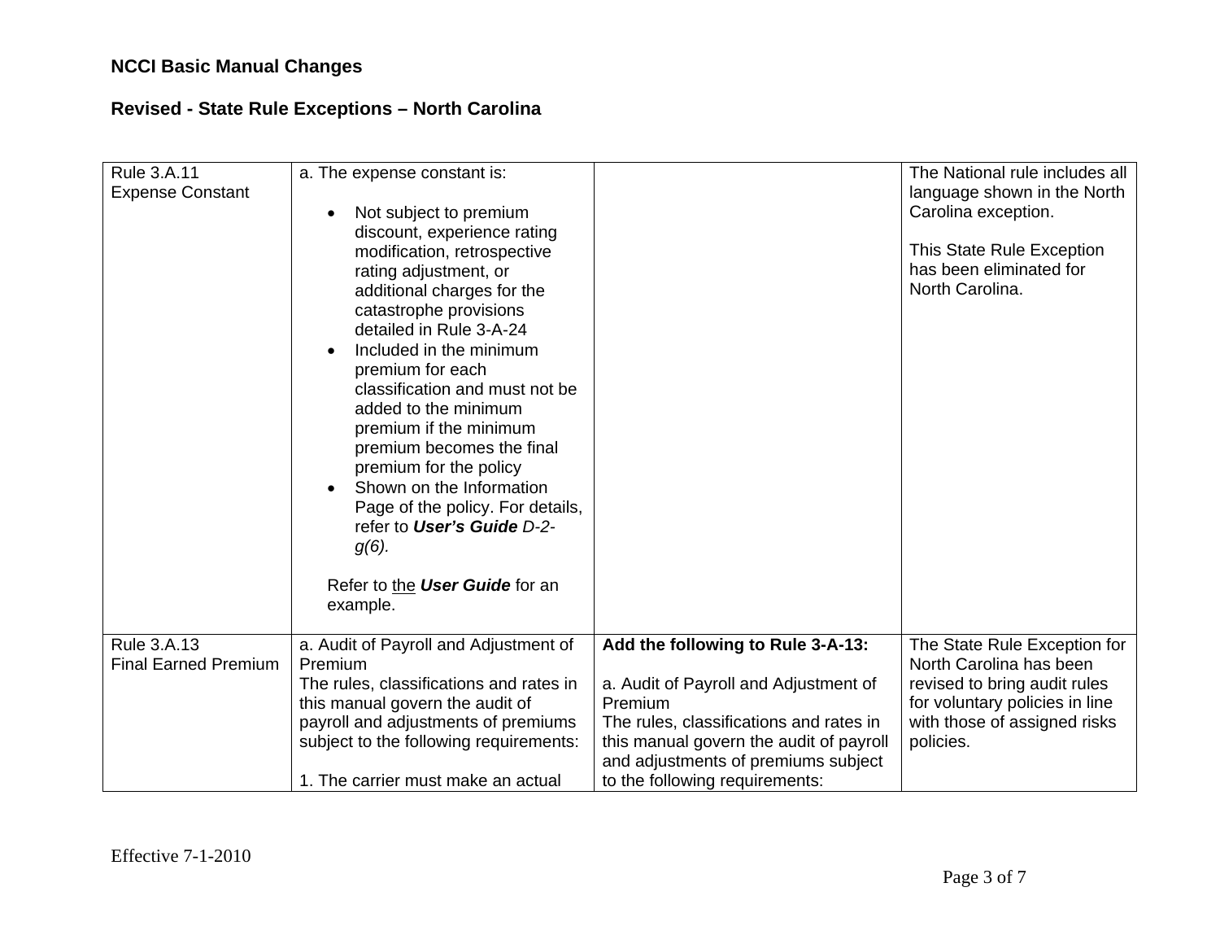**NCCI Basic Manual Changes**

**Revised - State Rule Exceptions – North Carolina**

| | | | |
|---|---|---|---|
| Rule 3.A.11<br>Expense Constant | a. The expense constant is:<br><br>• Not subject to premium discount, experience rating modification, retrospective rating adjustment, or additional charges for the catastrophe provisions detailed in Rule 3-A-24<br>• Included in the minimum premium for each classification and must not be added to the minimum premium if the minimum premium becomes the final premium for the policy<br>• Shown on the Information Page of the policy. For details, refer to ***User's Guide*** *D-2-g(6).*<br><br>Refer to <u>the</u> ***User Guide*** for an example. | | The National rule includes all language shown in the North Carolina exception.<br><br>This State Rule Exception has been eliminated for North Carolina. |
| Rule 3.A.13<br>Final Earned Premium | a. Audit of Payroll and Adjustment of Premium<br>The rules, classifications and rates in this manual govern the audit of payroll and adjustments of premiums subject to the following requirements:<br><br>1. The carrier must make an actual | **Add the following to Rule 3-A-13:**<br><br>a. Audit of Payroll and Adjustment of Premium<br>The rules, classifications and rates in this manual govern the audit of payroll and adjustments of premiums subject to the following requirements: | The State Rule Exception for North Carolina has been revised to bring audit rules for voluntary policies in line with those of assigned risks policies. |

Effective 7-1-2010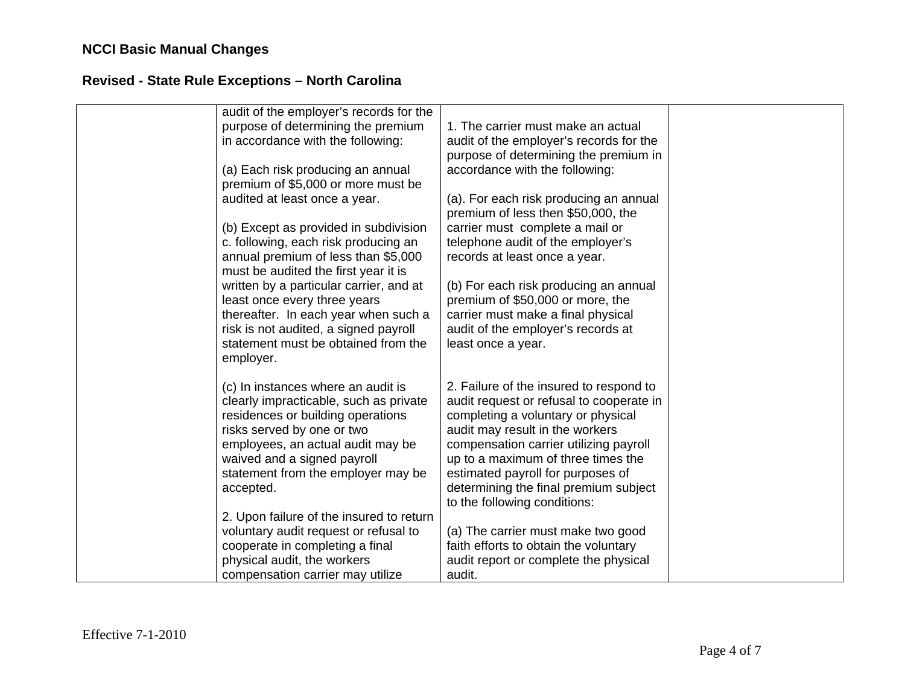## NCCI Basic Manual Changes

### Revised - State Rule Exceptions – North Carolina

| | | | |
|---|---|---|---|
| | audit of the employer's records for the purpose of determining the premium in accordance with the following:<br><br>(a) Each risk producing an annual premium of $5,000 or more must be audited at least once a year.<br><br>(b) Except as provided in subdivision c. following, each risk producing an annual premium of less than $5,000 must be audited the first year it is written by a particular carrier, and at least once every three years thereafter. In each year when such a risk is not audited, a signed payroll statement must be obtained from the employer.<br><br>(c) In instances where an audit is clearly impracticable, such as private residences or building operations risks served by one or two employees, an actual audit may be waived and a signed payroll statement from the employer may be accepted.<br><br>2. Upon failure of the insured to return voluntary audit request or refusal to cooperate in completing a final physical audit, the workers compensation carrier may utilize | 1. The carrier must make an actual audit of the employer's records for the purpose of determining the premium in accordance with the following:<br><br>(a). For each risk producing an annual premium of less then $50,000, the carrier must complete a mail or telephone audit of the employer's records at least once a year.<br><br>(b) For each risk producing an annual premium of $50,000 or more, the carrier must make a final physical audit of the employer's records at least once a year.<br><br>2. Failure of the insured to respond to audit request or refusal to cooperate in completing a voluntary or physical audit may result in the workers compensation carrier utilizing payroll up to a maximum of three times the estimated payroll for purposes of determining the final premium subject to the following conditions:<br><br>(a) The carrier must make two good faith efforts to obtain the voluntary audit report or complete the physical audit. | |

Effective 7-1-2010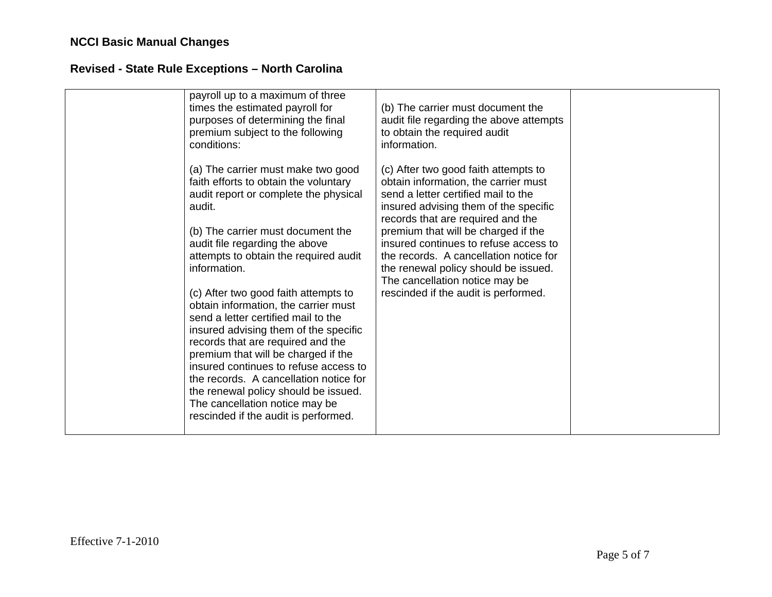**NCCI Basic Manual Changes**

**Revised - State Rule Exceptions – North Carolina**

| | | | |
|---|---|---|---|
| | payroll up to a maximum of three times the estimated payroll for purposes of determining the final premium subject to the following conditions:<br><br>(a) The carrier must make two good faith efforts to obtain the voluntary audit report or complete the physical audit.<br><br>(b) The carrier must document the audit file regarding the above attempts to obtain the required audit information.<br><br>(c) After two good faith attempts to obtain information, the carrier must send a letter certified mail to the insured advising them of the specific records that are required and the premium that will be charged if the insured continues to refuse access to the records. A cancellation notice for the renewal policy should be issued. The cancellation notice may be rescinded if the audit is performed. | (b) The carrier must document the audit file regarding the above attempts to obtain the required audit information.<br><br>(c) After two good faith attempts to obtain information, the carrier must send a letter certified mail to the insured advising them of the specific records that are required and the premium that will be charged if the insured continues to refuse access to the records. A cancellation notice for the renewal policy should be issued. The cancellation notice may be rescinded if the audit is performed. | |

Effective 7-1-2010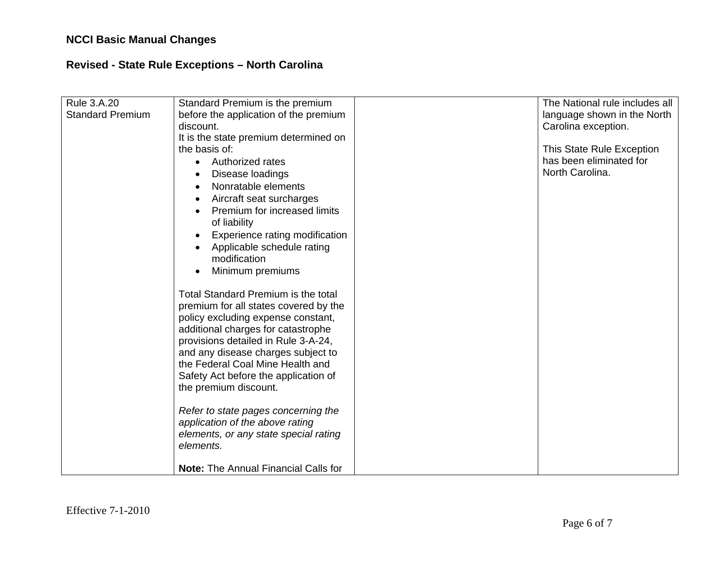**NCCI Basic Manual Changes**

**Revised - State Rule Exceptions – North Carolina**

| | | | |
|---|---|---|---|
| Rule 3.A.20<br>Standard Premium | Standard Premium is the premium before the application of the premium discount.<br>It is the state premium determined on the basis of:<br>• Authorized rates<br>• Disease loadings<br>• Nonratable elements<br>• Aircraft seat surcharges<br>• Premium for increased limits of liability<br>• Experience rating modification<br>• Applicable schedule rating modification<br>• Minimum premiums<br><br>Total Standard Premium is the total premium for all states covered by the policy excluding expense constant, additional charges for catastrophe provisions detailed in Rule 3-A-24, and any disease charges subject to the Federal Coal Mine Health and Safety Act before the application of the premium discount.<br><br>*Refer to state pages concerning the application of the above rating elements, or any state special rating elements.*<br><br>**Note:** The Annual Financial Calls for | | The National rule includes all language shown in the North Carolina exception.<br><br>This State Rule Exception has been eliminated for North Carolina. |

Effective 7-1-2010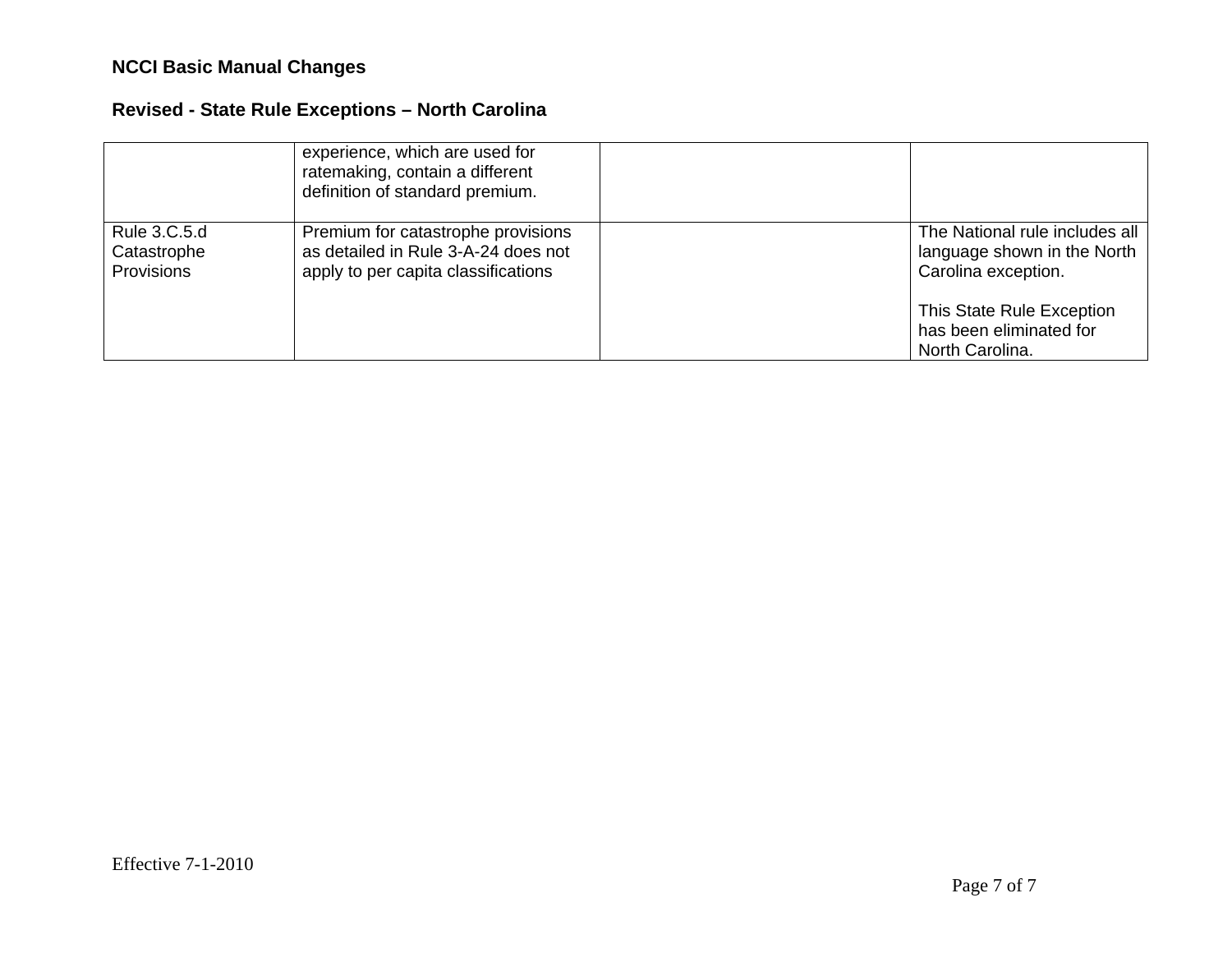**NCCI Basic Manual Changes**

**Revised - State Rule Exceptions – North Carolina**

| | | | |
|---|---|---|---|
| | experience, which are used for ratemaking, contain a different definition of standard premium. | | |
| Rule 3.C.5.d Catastrophe Provisions | Premium for catastrophe provisions as detailed in Rule 3-A-24 does not apply to per capita classifications | | The National rule includes all language shown in the North Carolina exception.<br><br>This State Rule Exception has been eliminated for North Carolina. |

Effective 7-1-2010